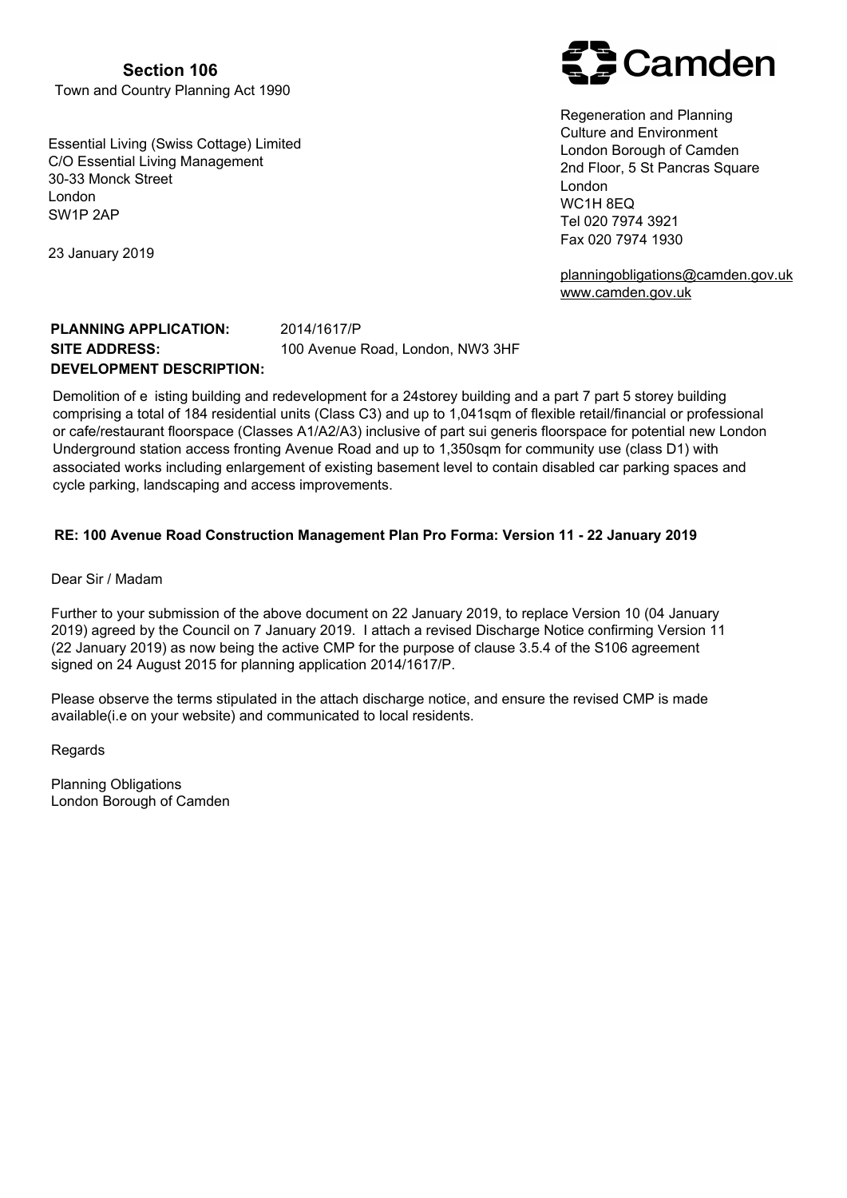**Section 106**

Town and Country Planning Act 1990

Camden

Regeneration and Planning
Culture and Environment
London Borough of Camden
2nd Floor, 5 St Pancras Square
London
WC1H 8EQ
Tel 020 7974 3921
Fax 020 7974 1930

planningobligations@camden.gov.uk
www.camden.gov.uk

Essential Living (Swiss Cottage) Limited
C/O Essential Living Management
30-33 Monck Street
London
SW1P 2AP

23 January 2019

**PLANNING APPLICATION:** 2014/1617/P
**SITE ADDRESS:** 100 Avenue Road, London, NW3 3HF
**DEVELOPMENT DESCRIPTION:**

Demolition of e isting building and redevelopment for a 24storey building and a part 7 part 5 storey building comprising a total of 184 residential units (Class C3) and up to 1,041sqm of flexible retail/financial or professional or cafe/restaurant floorspace (Classes A1/A2/A3) inclusive of part sui generis floorspace for potential new London Underground station access fronting Avenue Road and up to 1,350sqm for community use (class D1) with associated works including enlargement of existing basement level to contain disabled car parking spaces and cycle parking, landscaping and access improvements.

**RE: 100 Avenue Road Construction Management Plan Pro Forma: Version 11 - 22 January 2019**

Dear Sir / Madam

Further to your submission of the above document on 22 January 2019, to replace Version 10 (04 January 2019) agreed by the Council on 7 January 2019. I attach a revised Discharge Notice confirming Version 11 (22 January 2019) as now being the active CMP for the purpose of clause 3.5.4 of the S106 agreement signed on 24 August 2015 for planning application 2014/1617/P.

Please observe the terms stipulated in the attach discharge notice, and ensure the revised CMP is made available(i.e on your website) and communicated to local residents.

Regards

Planning Obligations
London Borough of Camden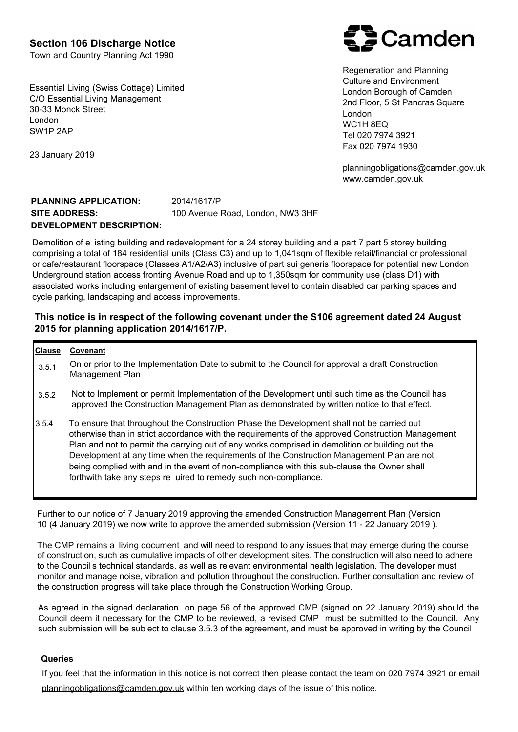## Section 106 Discharge Notice

Town and Country Planning Act 1990

Essential Living (Swiss Cottage) Limited
C/O Essential Living Management
30-33 Monck Street
London
SW1P 2AP

23 January 2019

Camden

Regeneration and Planning
Culture and Environment
London Borough of Camden
2nd Floor, 5 St Pancras Square
London
WC1H 8EQ
Tel 020 7974 3921
Fax 020 7974 1930

planningobligations@camden.gov.uk
www.camden.gov.uk

**PLANNING APPLICATION:** 2014/1617/P
**SITE ADDRESS:** 100 Avenue Road, London, NW3 3HF
**DEVELOPMENT DESCRIPTION:**

Demolition of e isting building and redevelopment for a 24 storey building and a part 7 part 5 storey building comprising a total of 184 residential units (Class C3) and up to 1,041sqm of flexible retail/financial or professional or cafe/restaurant floorspace (Classes A1/A2/A3) inclusive of part sui generis floorspace for potential new London Underground station access fronting Avenue Road and up to 1,350sqm for community use (class D1) with associated works including enlargement of existing basement level to contain disabled car parking spaces and cycle parking, landscaping and access improvements.

**This notice is in respect of the following covenant under the S106 agreement dated 24 August 2015 for planning application 2014/1617/P.**

| Clause | Covenant |
| --- | --- |
| 3.5.1 | On or prior to the Implementation Date to submit to the Council for approval a draft Construction Management Plan |
| 3.5.2 | Not to Implement or permit Implementation of the Development until such time as the Council has approved the Construction Management Plan as demonstrated by written notice to that effect. |
| 3.5.4 | To ensure that throughout the Construction Phase the Development shall not be carried out otherwise than in strict accordance with the requirements of the approved Construction Management Plan and not to permit the carrying out of any works comprised in demolition or building out the Development at any time when the requirements of the Construction Management Plan are not being complied with and in the event of non-compliance with this sub-clause the Owner shall forthwith take any steps re uired to remedy such non-compliance. |

Further to our notice of 7 January 2019 approving the amended Construction Management Plan (Version 10 (4 January 2019) we now write to approve the amended submission (Version 11 - 22 January 2019 ).

The CMP remains a living document and will need to respond to any issues that may emerge during the course of construction, such as cumulative impacts of other development sites. The construction will also need to adhere to the Council s technical standards, as well as relevant environmental health legislation. The developer must monitor and manage noise, vibration and pollution throughout the construction. Further consultation and review of the construction progress will take place through the Construction Working Group.

As agreed in the signed declaration on page 56 of the approved CMP (signed on 22 January 2019) should the Council deem it necessary for the CMP to be reviewed, a revised CMP must be submitted to the Council. Any such submission will be sub ect to clause 3.5.3 of the agreement, and must be approved in writing by the Council

**Queries**

If you feel that the information in this notice is not correct then please contact the team on 020 7974 3921 or email planningobligations@camden.gov.uk within ten working days of the issue of this notice.